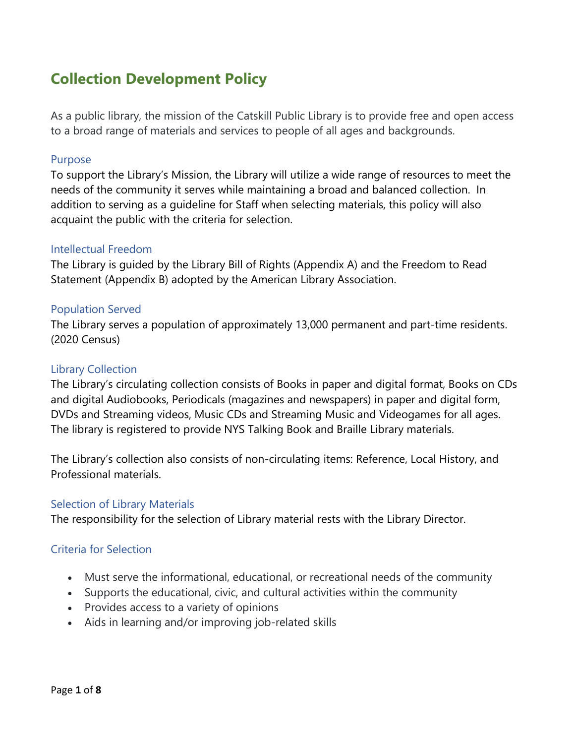# Collection Development Policy

As a public library, the mission of the Catskill Public Library is to provide free and open access to a broad range of materials and services to people of all ages and backgrounds.

## Purpose

To support the Library's Mission, the Library will utilize a wide range of resources to meet the needs of the community it serves while maintaining a broad and balanced collection. In addition to serving as a guideline for Staff when selecting materials, this policy will also acquaint the public with the criteria for selection.

## Intellectual Freedom

The Library is guided by the Library Bill of Rights (Appendix A) and the Freedom to Read Statement (Appendix B) adopted by the American Library Association.

## Population Served

The Library serves a population of approximately 13,000 permanent and part-time residents. (2020 Census)

## Library Collection

The Library's circulating collection consists of Books in paper and digital format, Books on CDs and digital Audiobooks, Periodicals (magazines and newspapers) in paper and digital form, DVDs and Streaming videos, Music CDs and Streaming Music and Videogames for all ages. The library is registered to provide NYS Talking Book and Braille Library materials.

The Library's collection also consists of non-circulating items: Reference, Local History, and Professional materials.

## Selection of Library Materials

The responsibility for the selection of Library material rests with the Library Director.

## Criteria for Selection

- Must serve the informational, educational, or recreational needs of the community
- Supports the educational, civic, and cultural activities within the community
- Provides access to a variety of opinions
- Aids in learning and/or improving job-related skills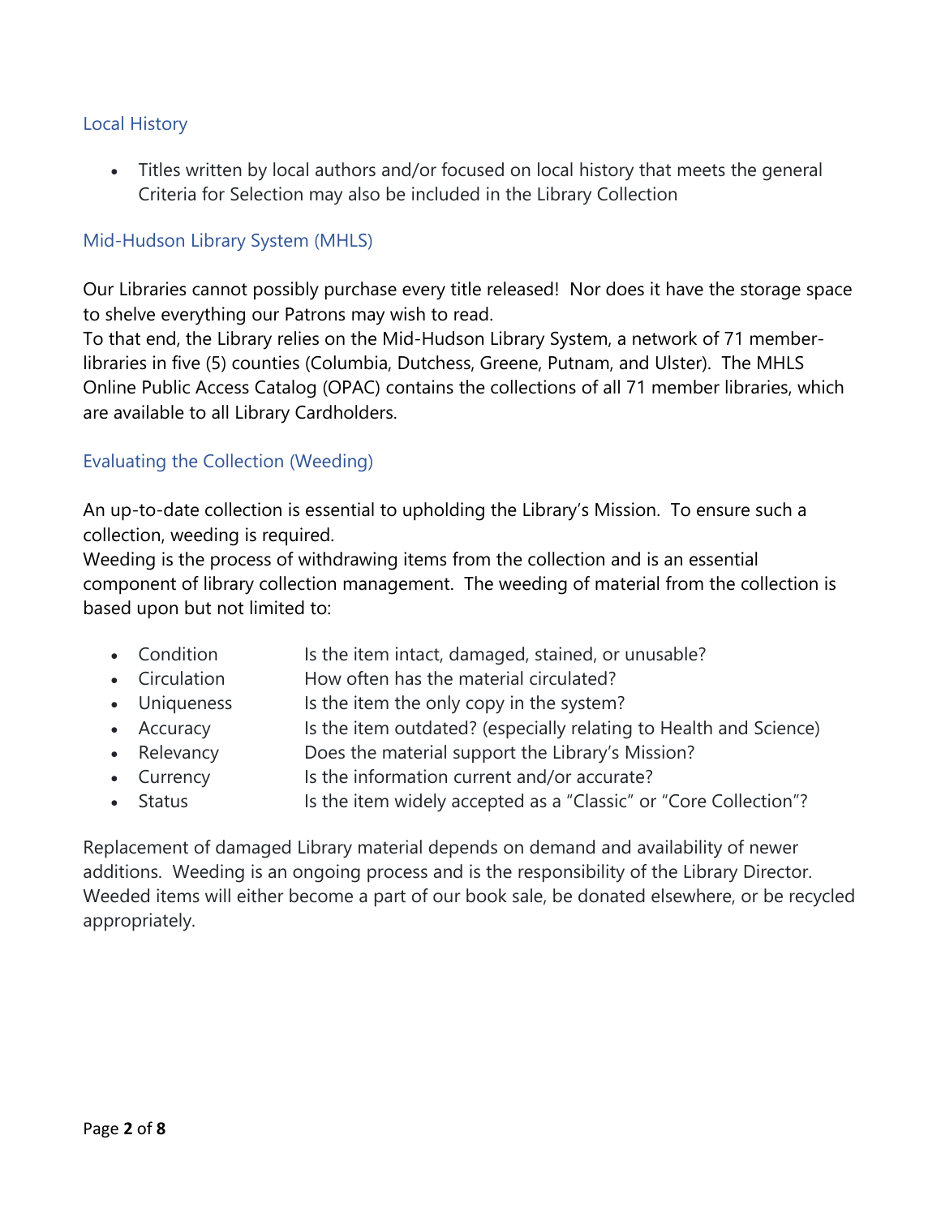## Local History

- Titles written by local authors and/or focused on local history that meets the general Criteria for Selection may also be included in the Library Collection

## Mid-Hudson Library System (MHLS)

Our Libraries cannot possibly purchase every title released! Nor does it have the storage space to shelve everything our Patrons may wish to read.
To that end, the Library relies on the Mid-Hudson Library System, a network of 71 member-libraries in five (5) counties (Columbia, Dutchess, Greene, Putnam, and Ulster). The MHLS Online Public Access Catalog (OPAC) contains the collections of all 71 member libraries, which are available to all Library Cardholders.

## Evaluating the Collection (Weeding)

An up-to-date collection is essential to upholding the Library's Mission. To ensure such a collection, weeding is required.
Weeding is the process of withdrawing items from the collection and is an essential component of library collection management. The weeding of material from the collection is based upon but not limited to:

- Condition — Is the item intact, damaged, stained, or unusable?
- Circulation — How often has the material circulated?
- Uniqueness — Is the item the only copy in the system?
- Accuracy — Is the item outdated? (especially relating to Health and Science)
- Relevancy — Does the material support the Library's Mission?
- Currency — Is the information current and/or accurate?
- Status — Is the item widely accepted as a "Classic" or "Core Collection"?

Replacement of damaged Library material depends on demand and availability of newer additions. Weeding is an ongoing process and is the responsibility of the Library Director. Weeded items will either become a part of our book sale, be donated elsewhere, or be recycled appropriately.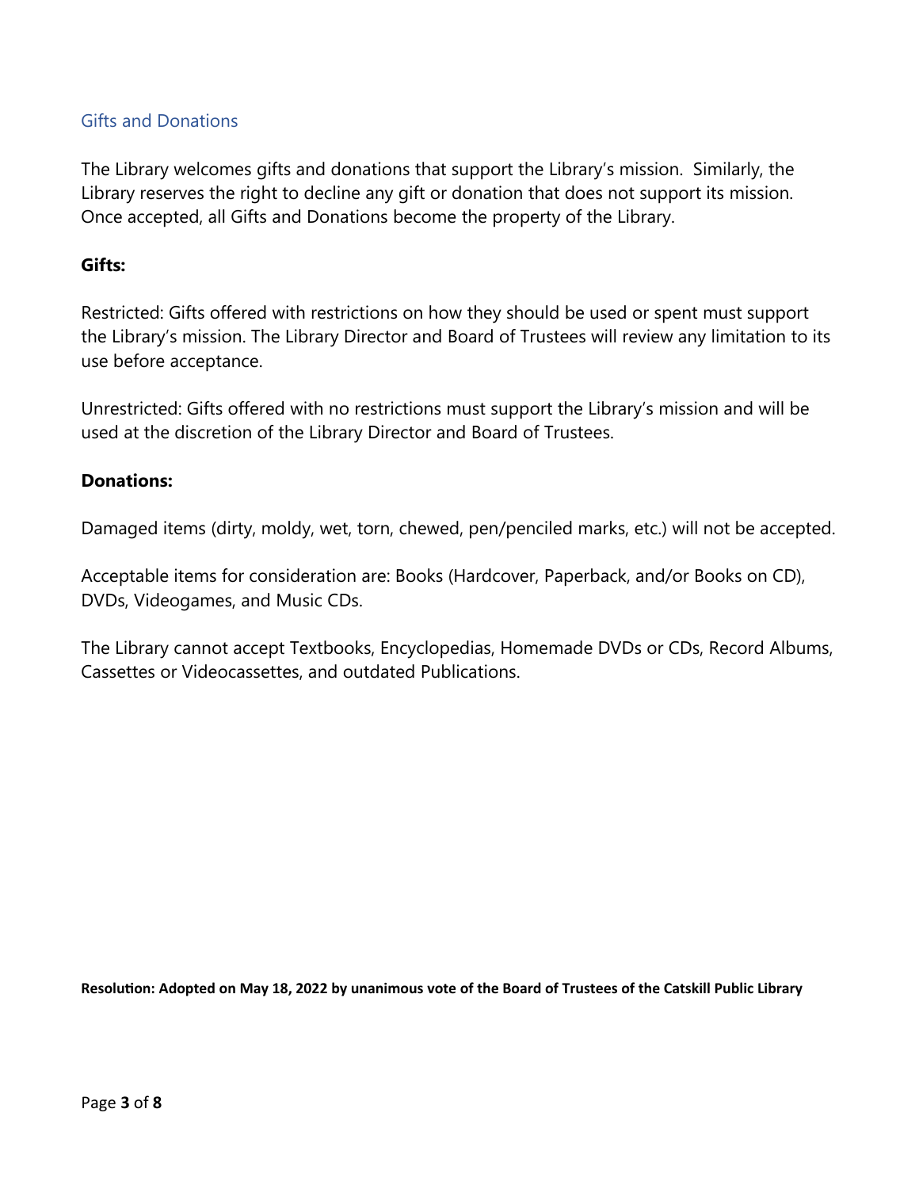## Gifts and Donations

The Library welcomes gifts and donations that support the Library's mission. Similarly, the Library reserves the right to decline any gift or donation that does not support its mission. Once accepted, all Gifts and Donations become the property of the Library.

**Gifts:**

Restricted: Gifts offered with restrictions on how they should be used or spent must support the Library's mission. The Library Director and Board of Trustees will review any limitation to its use before acceptance.

Unrestricted: Gifts offered with no restrictions must support the Library's mission and will be used at the discretion of the Library Director and Board of Trustees.

**Donations:**

Damaged items (dirty, moldy, wet, torn, chewed, pen/penciled marks, etc.) will not be accepted.

Acceptable items for consideration are: Books (Hardcover, Paperback, and/or Books on CD), DVDs, Videogames, and Music CDs.

The Library cannot accept Textbooks, Encyclopedias, Homemade DVDs or CDs, Record Albums, Cassettes or Videocassettes, and outdated Publications.

**Resolution: Adopted on May 18, 2022 by unanimous vote of the Board of Trustees of the Catskill Public Library**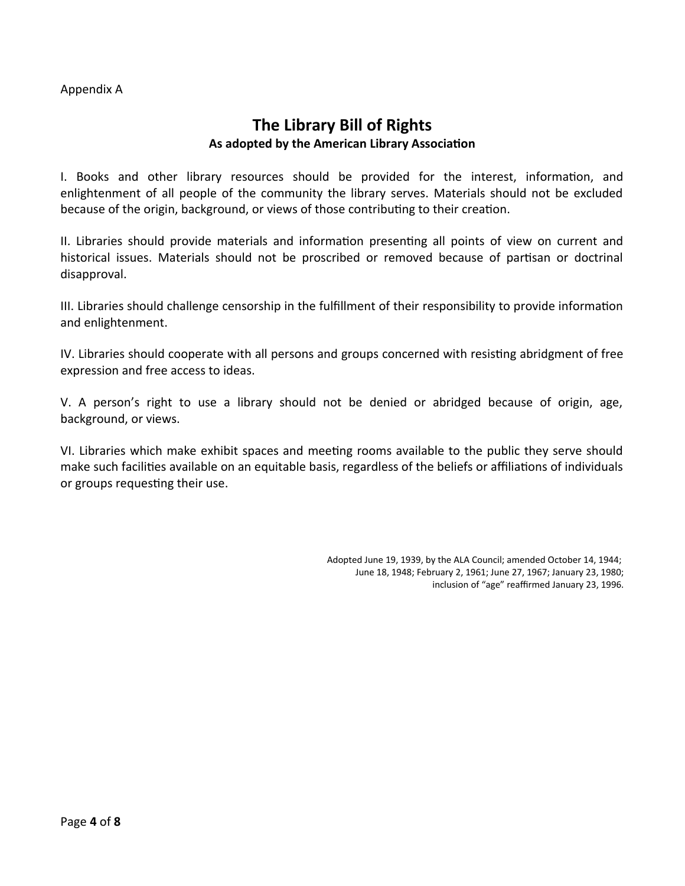Appendix A

# The Library Bill of Rights

**As adopted by the American Library Association**

I. Books and other library resources should be provided for the interest, information, and enlightenment of all people of the community the library serves. Materials should not be excluded because of the origin, background, or views of those contributing to their creation.

II. Libraries should provide materials and information presenting all points of view on current and historical issues. Materials should not be proscribed or removed because of partisan or doctrinal disapproval.

III. Libraries should challenge censorship in the fulfillment of their responsibility to provide information and enlightenment.

IV. Libraries should cooperate with all persons and groups concerned with resisting abridgment of free expression and free access to ideas.

V. A person's right to use a library should not be denied or abridged because of origin, age, background, or views.

VI. Libraries which make exhibit spaces and meeting rooms available to the public they serve should make such facilities available on an equitable basis, regardless of the beliefs or affiliations of individuals or groups requesting their use.

Adopted June 19, 1939, by the ALA Council; amended October 14, 1944; June 18, 1948; February 2, 1961; June 27, 1967; January 23, 1980; inclusion of "age" reaffirmed January 23, 1996.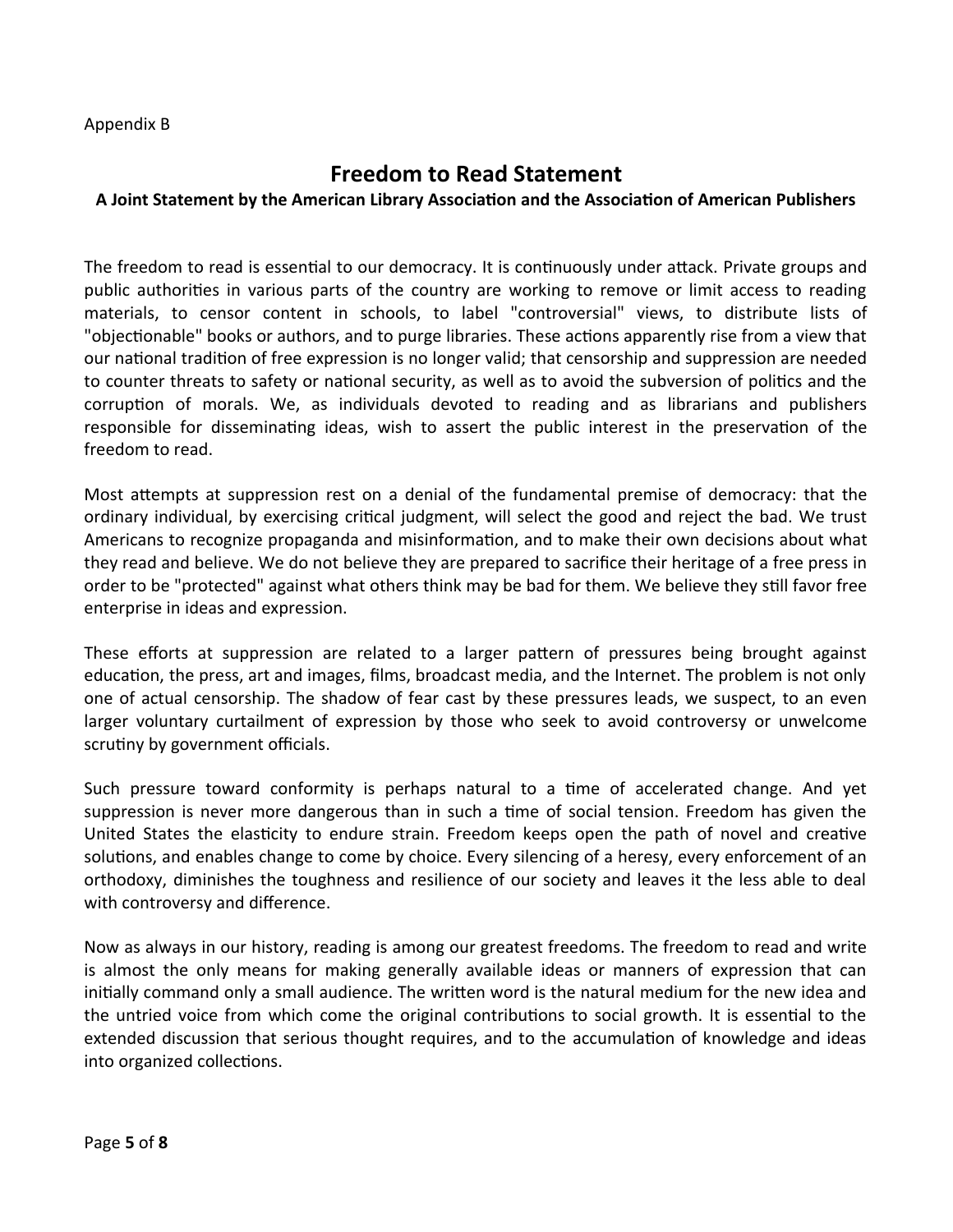Appendix B

# Freedom to Read Statement

### A Joint Statement by the American Library Association and the Association of American Publishers

The freedom to read is essential to our democracy. It is continuously under attack. Private groups and public authorities in various parts of the country are working to remove or limit access to reading materials, to censor content in schools, to label "controversial" views, to distribute lists of "objectionable" books or authors, and to purge libraries. These actions apparently rise from a view that our national tradition of free expression is no longer valid; that censorship and suppression are needed to counter threats to safety or national security, as well as to avoid the subversion of politics and the corruption of morals. We, as individuals devoted to reading and as librarians and publishers responsible for disseminating ideas, wish to assert the public interest in the preservation of the freedom to read.

Most attempts at suppression rest on a denial of the fundamental premise of democracy: that the ordinary individual, by exercising critical judgment, will select the good and reject the bad. We trust Americans to recognize propaganda and misinformation, and to make their own decisions about what they read and believe. We do not believe they are prepared to sacrifice their heritage of a free press in order to be "protected" against what others think may be bad for them. We believe they still favor free enterprise in ideas and expression.

These efforts at suppression are related to a larger pattern of pressures being brought against education, the press, art and images, films, broadcast media, and the Internet. The problem is not only one of actual censorship. The shadow of fear cast by these pressures leads, we suspect, to an even larger voluntary curtailment of expression by those who seek to avoid controversy or unwelcome scrutiny by government officials.

Such pressure toward conformity is perhaps natural to a time of accelerated change. And yet suppression is never more dangerous than in such a time of social tension. Freedom has given the United States the elasticity to endure strain. Freedom keeps open the path of novel and creative solutions, and enables change to come by choice. Every silencing of a heresy, every enforcement of an orthodoxy, diminishes the toughness and resilience of our society and leaves it the less able to deal with controversy and difference.

Now as always in our history, reading is among our greatest freedoms. The freedom to read and write is almost the only means for making generally available ideas or manners of expression that can initially command only a small audience. The written word is the natural medium for the new idea and the untried voice from which come the original contributions to social growth. It is essential to the extended discussion that serious thought requires, and to the accumulation of knowledge and ideas into organized collections.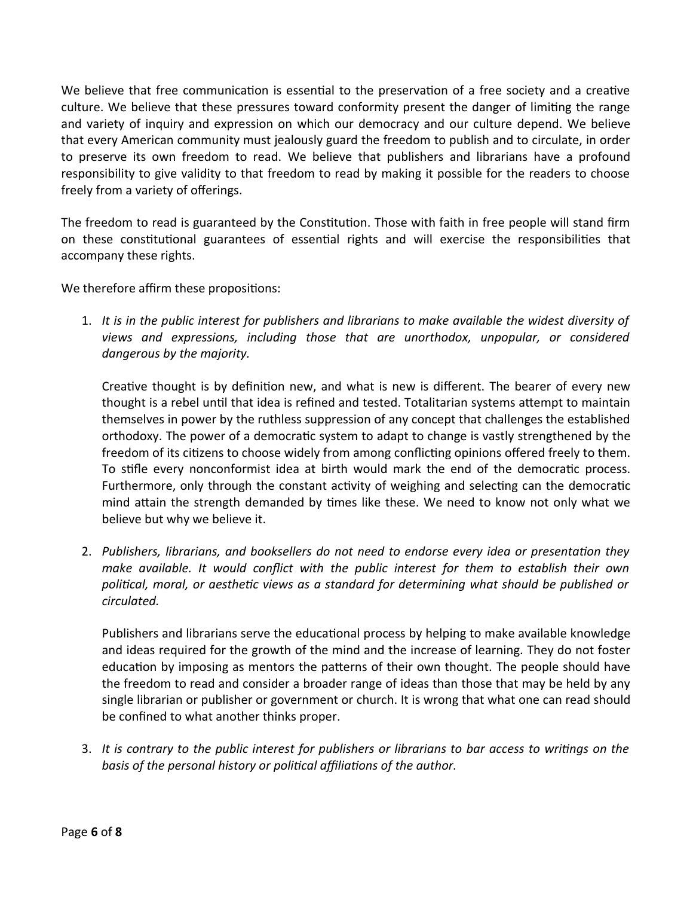We believe that free communication is essential to the preservation of a free society and a creative culture. We believe that these pressures toward conformity present the danger of limiting the range and variety of inquiry and expression on which our democracy and our culture depend. We believe that every American community must jealously guard the freedom to publish and to circulate, in order to preserve its own freedom to read. We believe that publishers and librarians have a profound responsibility to give validity to that freedom to read by making it possible for the readers to choose freely from a variety of offerings.

The freedom to read is guaranteed by the Constitution. Those with faith in free people will stand firm on these constitutional guarantees of essential rights and will exercise the responsibilities that accompany these rights.

We therefore affirm these propositions:

1. *It is in the public interest for publishers and librarians to make available the widest diversity of views and expressions, including those that are unorthodox, unpopular, or considered dangerous by the majority.*

   Creative thought is by definition new, and what is new is different. The bearer of every new thought is a rebel until that idea is refined and tested. Totalitarian systems attempt to maintain themselves in power by the ruthless suppression of any concept that challenges the established orthodoxy. The power of a democratic system to adapt to change is vastly strengthened by the freedom of its citizens to choose widely from among conflicting opinions offered freely to them. To stifle every nonconformist idea at birth would mark the end of the democratic process. Furthermore, only through the constant activity of weighing and selecting can the democratic mind attain the strength demanded by times like these. We need to know not only what we believe but why we believe it.

2. *Publishers, librarians, and booksellers do not need to endorse every idea or presentation they make available. It would conflict with the public interest for them to establish their own political, moral, or aesthetic views as a standard for determining what should be published or circulated.*

   Publishers and librarians serve the educational process by helping to make available knowledge and ideas required for the growth of the mind and the increase of learning. They do not foster education by imposing as mentors the patterns of their own thought. The people should have the freedom to read and consider a broader range of ideas than those that may be held by any single librarian or publisher or government or church. It is wrong that what one can read should be confined to what another thinks proper.

3. *It is contrary to the public interest for publishers or librarians to bar access to writings on the basis of the personal history or political affiliations of the author.*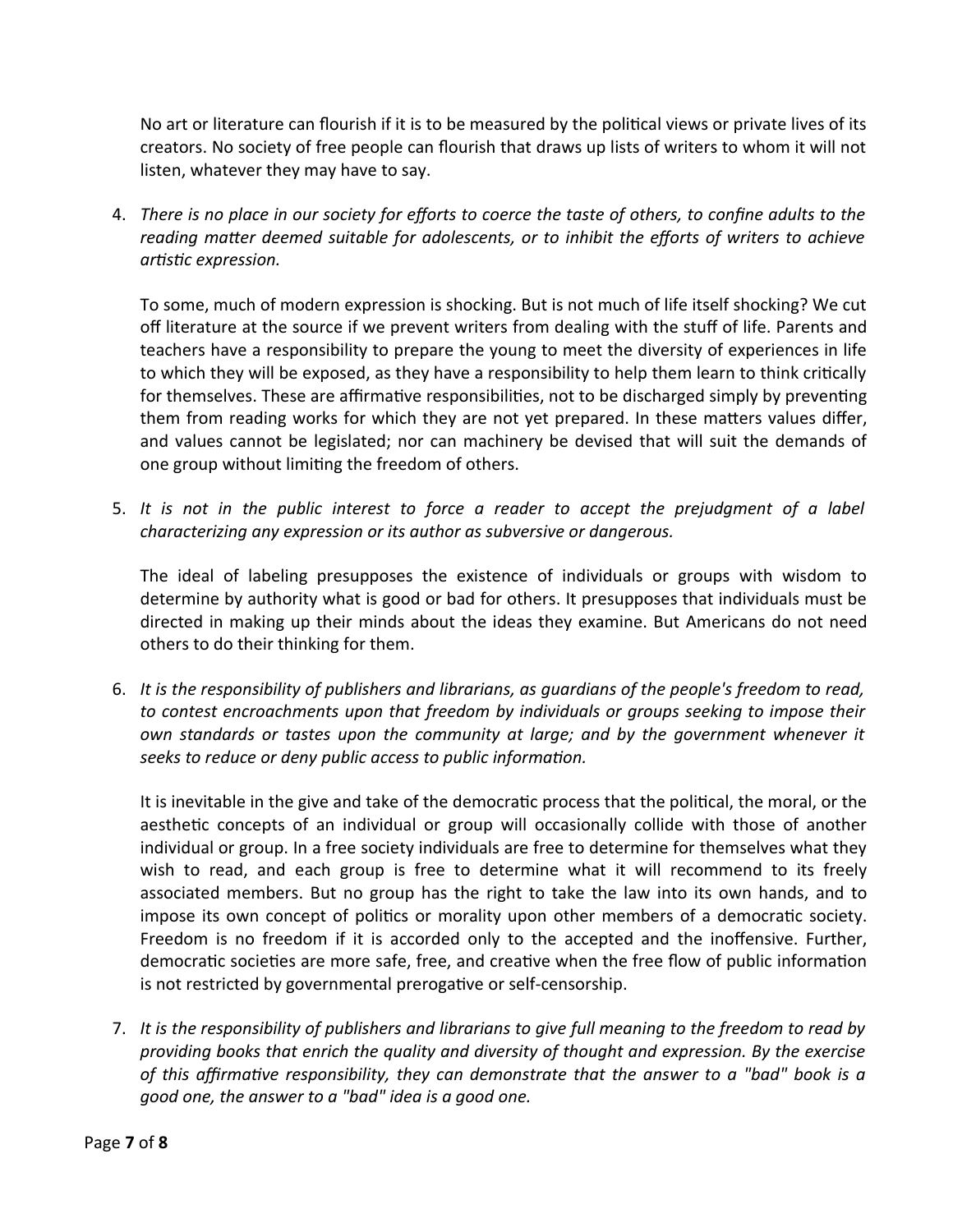No art or literature can flourish if it is to be measured by the political views or private lives of its creators. No society of free people can flourish that draws up lists of writers to whom it will not listen, whatever they may have to say.

4. *There is no place in our society for efforts to coerce the taste of others, to confine adults to the reading matter deemed suitable for adolescents, or to inhibit the efforts of writers to achieve artistic expression.*

   To some, much of modern expression is shocking. But is not much of life itself shocking? We cut off literature at the source if we prevent writers from dealing with the stuff of life. Parents and teachers have a responsibility to prepare the young to meet the diversity of experiences in life to which they will be exposed, as they have a responsibility to help them learn to think critically for themselves. These are affirmative responsibilities, not to be discharged simply by preventing them from reading works for which they are not yet prepared. In these matters values differ, and values cannot be legislated; nor can machinery be devised that will suit the demands of one group without limiting the freedom of others.

5. *It is not in the public interest to force a reader to accept the prejudgment of a label characterizing any expression or its author as subversive or dangerous.*

   The ideal of labeling presupposes the existence of individuals or groups with wisdom to determine by authority what is good or bad for others. It presupposes that individuals must be directed in making up their minds about the ideas they examine. But Americans do not need others to do their thinking for them.

6. *It is the responsibility of publishers and librarians, as guardians of the people's freedom to read, to contest encroachments upon that freedom by individuals or groups seeking to impose their own standards or tastes upon the community at large; and by the government whenever it seeks to reduce or deny public access to public information.*

   It is inevitable in the give and take of the democratic process that the political, the moral, or the aesthetic concepts of an individual or group will occasionally collide with those of another individual or group. In a free society individuals are free to determine for themselves what they wish to read, and each group is free to determine what it will recommend to its freely associated members. But no group has the right to take the law into its own hands, and to impose its own concept of politics or morality upon other members of a democratic society. Freedom is no freedom if it is accorded only to the accepted and the inoffensive. Further, democratic societies are more safe, free, and creative when the free flow of public information is not restricted by governmental prerogative or self-censorship.

7. *It is the responsibility of publishers and librarians to give full meaning to the freedom to read by providing books that enrich the quality and diversity of thought and expression. By the exercise of this affirmative responsibility, they can demonstrate that the answer to a "bad" book is a good one, the answer to a "bad" idea is a good one.*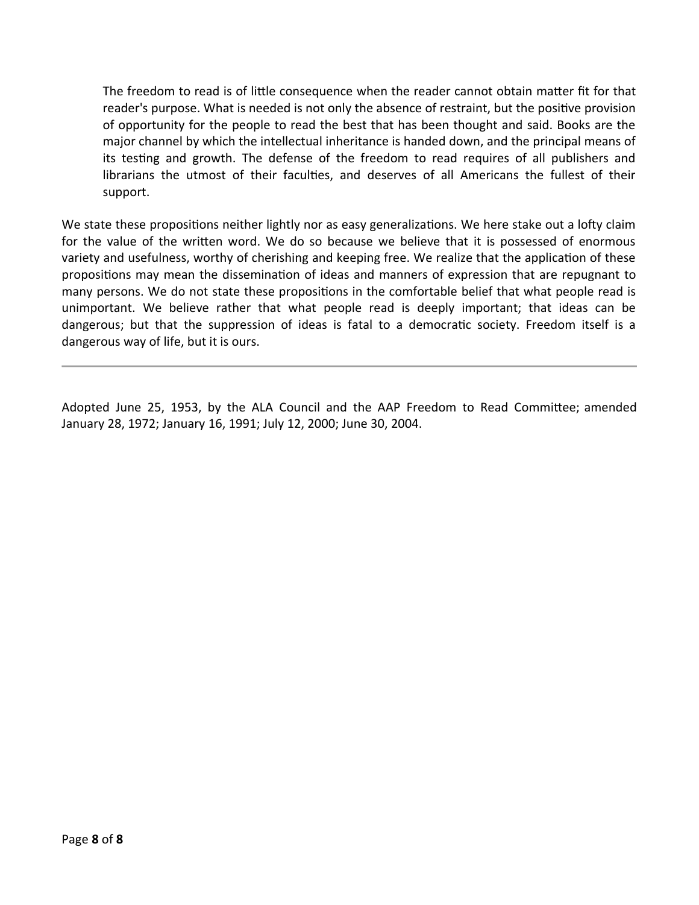The freedom to read is of little consequence when the reader cannot obtain matter fit for that reader's purpose. What is needed is not only the absence of restraint, but the positive provision of opportunity for the people to read the best that has been thought and said. Books are the major channel by which the intellectual inheritance is handed down, and the principal means of its testing and growth. The defense of the freedom to read requires of all publishers and librarians the utmost of their faculties, and deserves of all Americans the fullest of their support.

We state these propositions neither lightly nor as easy generalizations. We here stake out a lofty claim for the value of the written word. We do so because we believe that it is possessed of enormous variety and usefulness, worthy of cherishing and keeping free. We realize that the application of these propositions may mean the dissemination of ideas and manners of expression that are repugnant to many persons. We do not state these propositions in the comfortable belief that what people read is unimportant. We believe rather that what people read is deeply important; that ideas can be dangerous; but that the suppression of ideas is fatal to a democratic society. Freedom itself is a dangerous way of life, but it is ours.

---

Adopted June 25, 1953, by the ALA Council and the AAP Freedom to Read Committee; amended January 28, 1972; January 16, 1991; July 12, 2000; June 30, 2004.